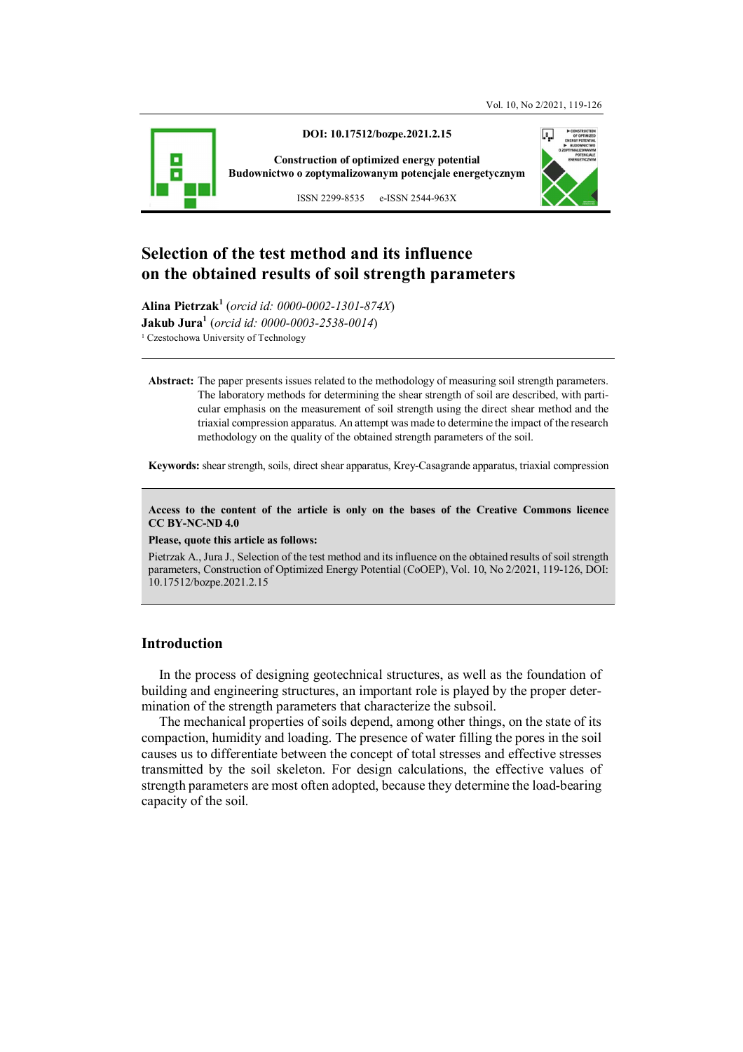DOI: 10.17512/bozpe.2021.2.15

**Construction of optimized energy potential**
**Budownictwo o zoptymalizowanym potencjale energetycznym**

ISSN 2299-8535 e-ISSN 2544-963X

# Selection of the test method and its influence on the obtained results of soil strength parameters

**Alina Pietrzak**[1] (*orcid id: 0000-0002-1301-874X*)
**Jakub Jura**[1] (*orcid id: 0000-0003-2538-0014*)
[1] Czestochowa University of Technology

**Abstract:** The paper presents issues related to the methodology of measuring soil strength parameters. The laboratory methods for determining the shear strength of soil are described, with particular emphasis on the measurement of soil strength using the direct shear method and the triaxial compression apparatus. An attempt was made to determine the impact of the research methodology on the quality of the obtained strength parameters of the soil.

**Keywords:** shear strength, soils, direct shear apparatus, Krey-Casagrande apparatus, triaxial compression

**Access to the content of the article is only on the bases of the Creative Commons licence CC BY-NC-ND 4.0**

**Please, quote this article as follows:**

Pietrzak A., Jura J., Selection of the test method and its influence on the obtained results of soil strength parameters, Construction of Optimized Energy Potential (CoOEP), Vol. 10, No 2/2021, 119-126, DOI: 10.17512/bozpe.2021.2.15

## Introduction

In the process of designing geotechnical structures, as well as the foundation of building and engineering structures, an important role is played by the proper determination of the strength parameters that characterize the subsoil.

The mechanical properties of soils depend, among other things, on the state of its compaction, humidity and loading. The presence of water filling the pores in the soil causes us to differentiate between the concept of total stresses and effective stresses transmitted by the soil skeleton. For design calculations, the effective values of strength parameters are most often adopted, because they determine the load-bearing capacity of the soil.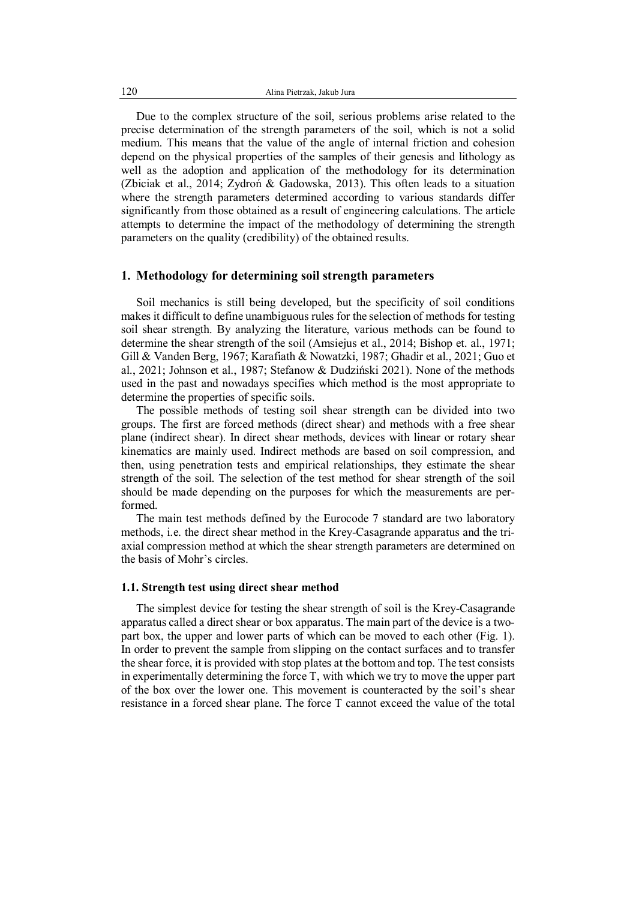Due to the complex structure of the soil, serious problems arise related to the precise determination of the strength parameters of the soil, which is not a solid medium. This means that the value of the angle of internal friction and cohesion depend on the physical properties of the samples of their genesis and lithology as well as the adoption and application of the methodology for its determination (Zbiciak et al., 2014; Zydroń & Gadowska, 2013). This often leads to a situation where the strength parameters determined according to various standards differ significantly from those obtained as a result of engineering calculations. The article attempts to determine the impact of the methodology of determining the strength parameters on the quality (credibility) of the obtained results.

## 1. Methodology for determining soil strength parameters

Soil mechanics is still being developed, but the specificity of soil conditions makes it difficult to define unambiguous rules for the selection of methods for testing soil shear strength. By analyzing the literature, various methods can be found to determine the shear strength of the soil (Amsiejus et al., 2014; Bishop et. al., 1971; Gill & Vanden Berg, 1967; Karafiath & Nowatzki, 1987; Ghadir et al., 2021; Guo et al., 2021; Johnson et al., 1987; Stefanow & Dudziński 2021). None of the methods used in the past and nowadays specifies which method is the most appropriate to determine the properties of specific soils.

The possible methods of testing soil shear strength can be divided into two groups. The first are forced methods (direct shear) and methods with a free shear plane (indirect shear). In direct shear methods, devices with linear or rotary shear kinematics are mainly used. Indirect methods are based on soil compression, and then, using penetration tests and empirical relationships, they estimate the shear strength of the soil. The selection of the test method for shear strength of the soil should be made depending on the purposes for which the measurements are performed.

The main test methods defined by the Eurocode 7 standard are two laboratory methods, i.e. the direct shear method in the Krey-Casagrande apparatus and the triaxial compression method at which the shear strength parameters are determined on the basis of Mohr's circles.

### 1.1. Strength test using direct shear method

The simplest device for testing the shear strength of soil is the Krey-Casagrande apparatus called a direct shear or box apparatus. The main part of the device is a two-part box, the upper and lower parts of which can be moved to each other (Fig. 1). In order to prevent the sample from slipping on the contact surfaces and to transfer the shear force, it is provided with stop plates at the bottom and top. The test consists in experimentally determining the force T, with which we try to move the upper part of the box over the lower one. This movement is counteracted by the soil's shear resistance in a forced shear plane. The force T cannot exceed the value of the total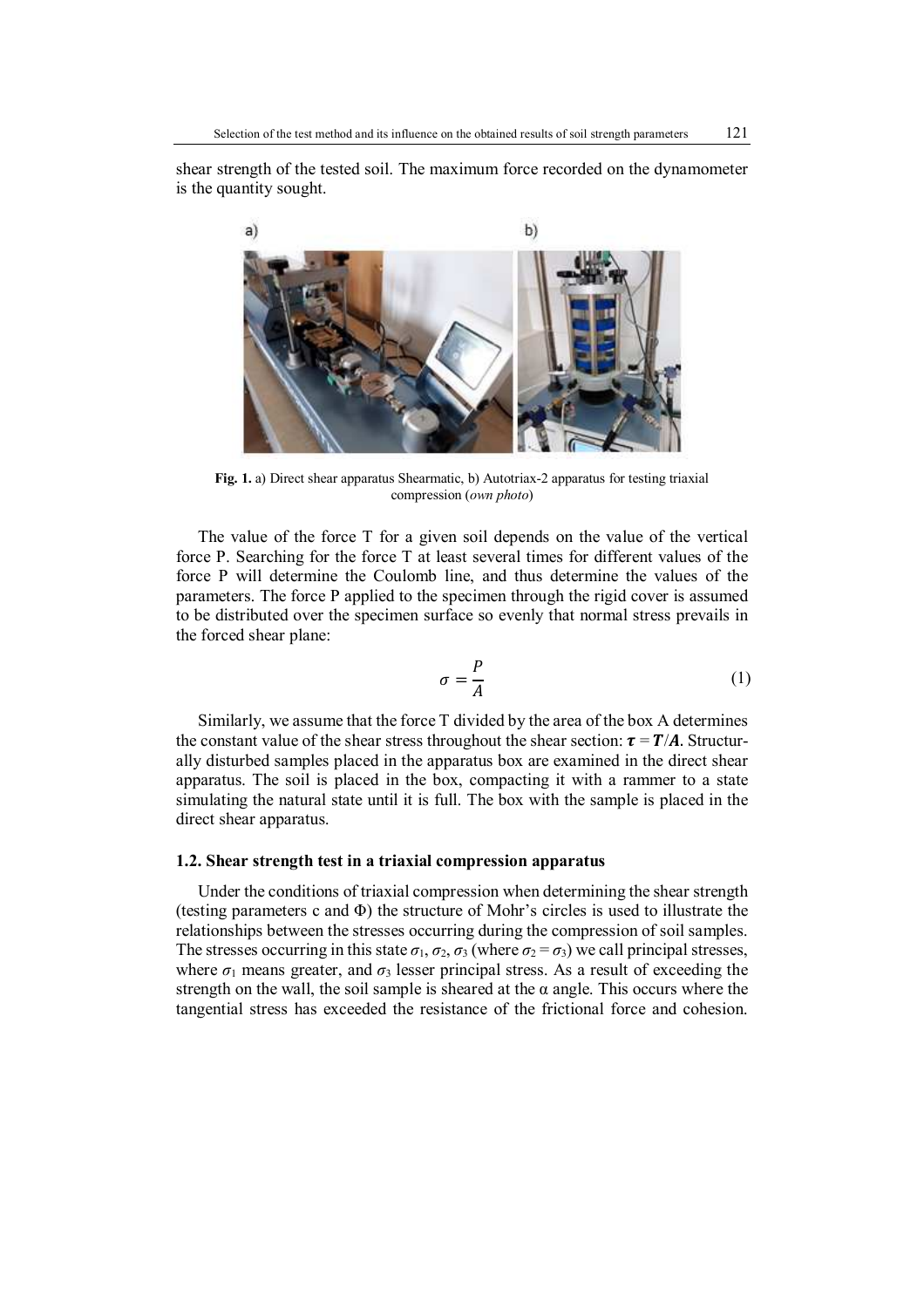shear strength of the tested soil. The maximum force recorded on the dynamometer is the quantity sought.

**Fig. 1.** a) Direct shear apparatus Shearmatic, b) Autotriax-2 apparatus for testing triaxial compression (*own photo*)

The value of the force T for a given soil depends on the value of the vertical force P. Searching for the force T at least several times for different values of the force P will determine the Coulomb line, and thus determine the values of the parameters. The force P applied to the specimen through the rigid cover is assumed to be distributed over the specimen surface so evenly that normal stress prevails in the forced shear plane:

$$\sigma = \frac{P}{A} \tag{1}$$

Similarly, we assume that the force T divided by the area of the box A determines the constant value of the shear stress throughout the shear section: $\boldsymbol{\tau} = \boldsymbol{T}/\boldsymbol{A}$. Structurally disturbed samples placed in the apparatus box are examined in the direct shear apparatus. The soil is placed in the box, compacting it with a rammer to a state simulating the natural state until it is full. The box with the sample is placed in the direct shear apparatus.

### 1.2. Shear strength test in a triaxial compression apparatus

Under the conditions of triaxial compression when determining the shear strength (testing parameters c and Φ) the structure of Mohr's circles is used to illustrate the relationships between the stresses occurring during the compression of soil samples. The stresses occurring in this state $\sigma_1$, $\sigma_2$, $\sigma_3$ (where $\sigma_2 = \sigma_3$) we call principal stresses, where $\sigma_1$ means greater, and $\sigma_3$ lesser principal stress. As a result of exceeding the strength on the wall, the soil sample is sheared at the α angle. This occurs where the tangential stress has exceeded the resistance of the frictional force and cohesion.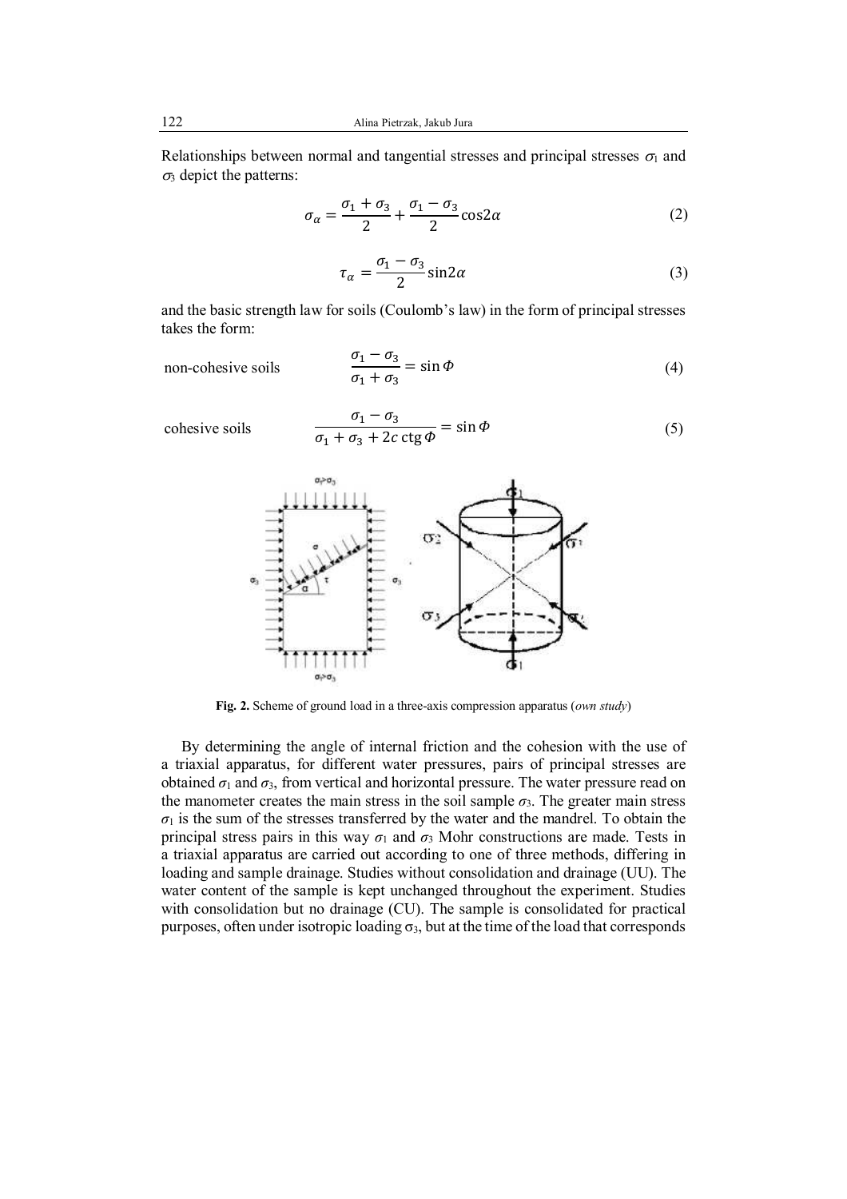Relationships between normal and tangential stresses and principal stresses $\sigma_1$ and $\sigma_3$ depict the patterns:

$$\sigma_\alpha = \frac{\sigma_1 + \sigma_3}{2} + \frac{\sigma_1 - \sigma_3}{2}\cos 2\alpha \tag{2}$$

$$\tau_\alpha = \frac{\sigma_1 - \sigma_3}{2}\sin 2\alpha \tag{3}$$

and the basic strength law for soils (Coulomb's law) in the form of principal stresses takes the form:

non-cohesive soils
$$\frac{\sigma_1 - \sigma_3}{\sigma_1 + \sigma_3} = \sin \Phi \tag{4}$$

cohesive soils
$$\frac{\sigma_1 - \sigma_3}{\sigma_1 + \sigma_3 + 2c\,\text{ctg}\,\Phi} = \sin \Phi \tag{5}$$

**Fig. 2.** Scheme of ground load in a three-axis compression apparatus (*own study*)

By determining the angle of internal friction and the cohesion with the use of a triaxial apparatus, for different water pressures, pairs of principal stresses are obtained $\sigma_1$ and $\sigma_3$, from vertical and horizontal pressure. The water pressure read on the manometer creates the main stress in the soil sample $\sigma_3$. The greater main stress $\sigma_1$ is the sum of the stresses transferred by the water and the mandrel. To obtain the principal stress pairs in this way $\sigma_1$ and $\sigma_3$ Mohr constructions are made. Tests in a triaxial apparatus are carried out according to one of three methods, differing in loading and sample drainage. Studies without consolidation and drainage (UU). The water content of the sample is kept unchanged throughout the experiment. Studies with consolidation but no drainage (CU). The sample is consolidated for practical purposes, often under isotropic loading $\sigma_3$, but at the time of the load that corresponds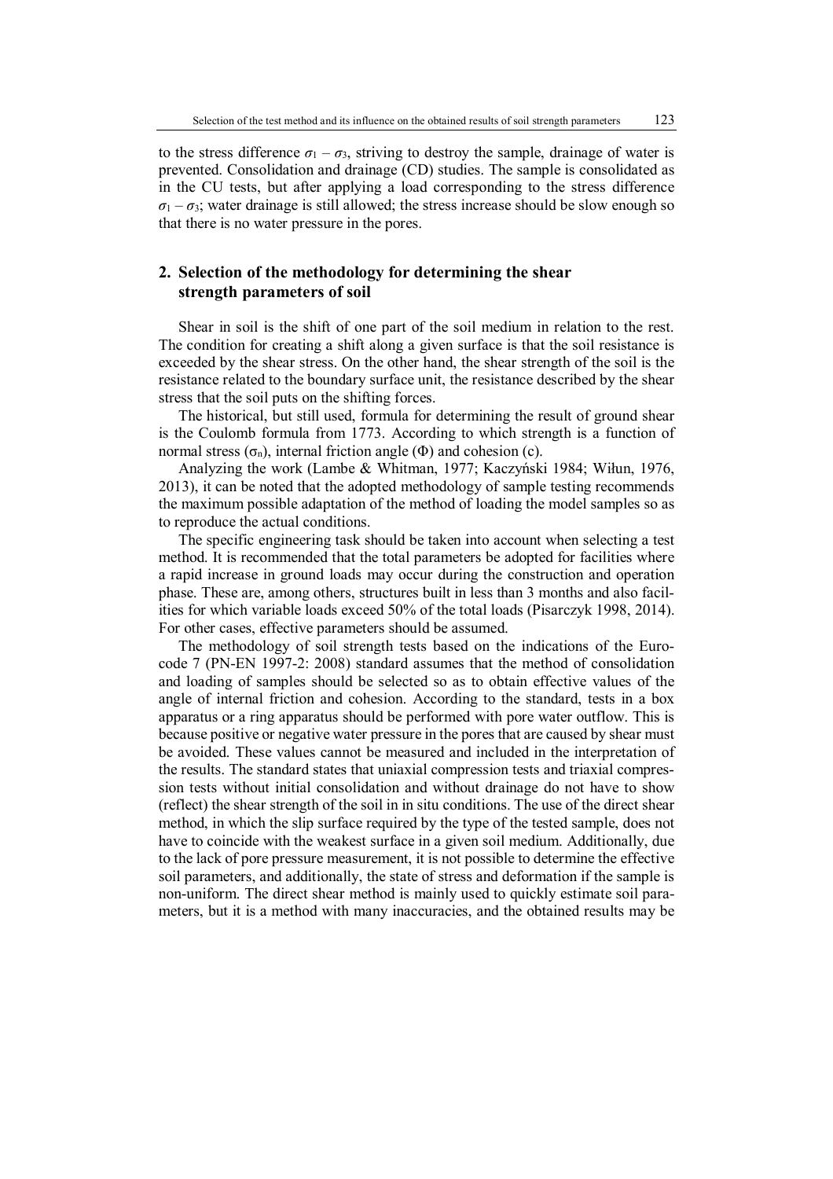to the stress difference $\sigma_1 - \sigma_3$, striving to destroy the sample, drainage of water is prevented. Consolidation and drainage (CD) studies. The sample is consolidated as in the CU tests, but after applying a load corresponding to the stress difference $\sigma_1 - \sigma_3$; water drainage is still allowed; the stress increase should be slow enough so that there is no water pressure in the pores.

## 2. Selection of the methodology for determining the shear strength parameters of soil

Shear in soil is the shift of one part of the soil medium in relation to the rest. The condition for creating a shift along a given surface is that the soil resistance is exceeded by the shear stress. On the other hand, the shear strength of the soil is the resistance related to the boundary surface unit, the resistance described by the shear stress that the soil puts on the shifting forces.

The historical, but still used, formula for determining the result of ground shear is the Coulomb formula from 1773. According to which strength is a function of normal stress ($\sigma_n$), internal friction angle ($\Phi$) and cohesion (c).

Analyzing the work (Lambe & Whitman, 1977; Kaczyński 1984; Wiłun, 1976, 2013), it can be noted that the adopted methodology of sample testing recommends the maximum possible adaptation of the method of loading the model samples so as to reproduce the actual conditions.

The specific engineering task should be taken into account when selecting a test method. It is recommended that the total parameters be adopted for facilities where a rapid increase in ground loads may occur during the construction and operation phase. These are, among others, structures built in less than 3 months and also facilities for which variable loads exceed 50% of the total loads (Pisarczyk 1998, 2014). For other cases, effective parameters should be assumed.

The methodology of soil strength tests based on the indications of the Eurocode 7 (PN-EN 1997-2: 2008) standard assumes that the method of consolidation and loading of samples should be selected so as to obtain effective values of the angle of internal friction and cohesion. According to the standard, tests in a box apparatus or a ring apparatus should be performed with pore water outflow. This is because positive or negative water pressure in the pores that are caused by shear must be avoided. These values cannot be measured and included in the interpretation of the results. The standard states that uniaxial compression tests and triaxial compression tests without initial consolidation and without drainage do not have to show (reflect) the shear strength of the soil in in situ conditions. The use of the direct shear method, in which the slip surface required by the type of the tested sample, does not have to coincide with the weakest surface in a given soil medium. Additionally, due to the lack of pore pressure measurement, it is not possible to determine the effective soil parameters, and additionally, the state of stress and deformation if the sample is non-uniform. The direct shear method is mainly used to quickly estimate soil parameters, but it is a method with many inaccuracies, and the obtained results may be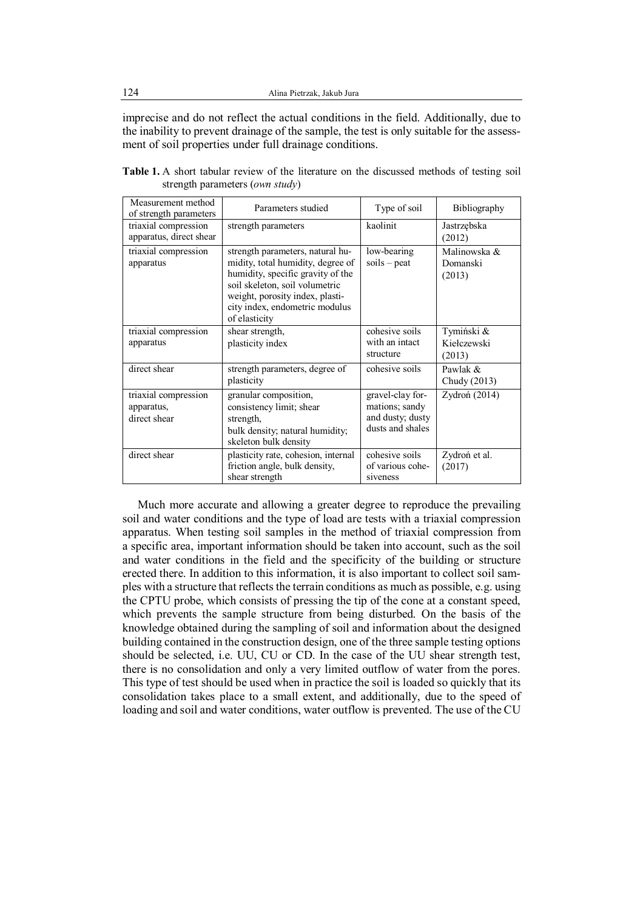imprecise and do not reflect the actual conditions in the field. Additionally, due to the inability to prevent drainage of the sample, the test is only suitable for the assessment of soil properties under full drainage conditions.

**Table 1.** A short tabular review of the literature on the discussed methods of testing soil strength parameters (*own study*)

| Measurement method of strength parameters | Parameters studied | Type of soil | Bibliography |
|---|---|---|---|
| triaxial compression apparatus, direct shear | strength parameters | kaolinit | Jastrzębska (2012) |
| triaxial compression apparatus | strength parameters, natural humidity, total humidity, degree of humidity, specific gravity of the soil skeleton, soil volumetric weight, porosity index, plasticity index, endometric modulus of elasticity | low-bearing soils – peat | Malinowska & Domanski (2013) |
| triaxial compression apparatus | shear strength, plasticity index | cohesive soils with an intact structure | Tymiński & Kiełczewski (2013) |
| direct shear | strength parameters, degree of plasticity | cohesive soils | Pawlak & Chudy (2013) |
| triaxial compression apparatus, direct shear | granular composition, consistency limit; shear strength, bulk density; natural humidity; skeleton bulk density | gravel-clay formations; sandy and dusty; dusty dusts and shales | Zydroń (2014) |
| direct shear | plasticity rate, cohesion, internal friction angle, bulk density, shear strength | cohesive soils of various cohesiveness | Zydroń et al. (2017) |

Much more accurate and allowing a greater degree to reproduce the prevailing soil and water conditions and the type of load are tests with a triaxial compression apparatus. When testing soil samples in the method of triaxial compression from a specific area, important information should be taken into account, such as the soil and water conditions in the field and the specificity of the building or structure erected there. In addition to this information, it is also important to collect soil samples with a structure that reflects the terrain conditions as much as possible, e.g. using the CPTU probe, which consists of pressing the tip of the cone at a constant speed, which prevents the sample structure from being disturbed. On the basis of the knowledge obtained during the sampling of soil and information about the designed building contained in the construction design, one of the three sample testing options should be selected, i.e. UU, CU or CD. In the case of the UU shear strength test, there is no consolidation and only a very limited outflow of water from the pores. This type of test should be used when in practice the soil is loaded so quickly that its consolidation takes place to a small extent, and additionally, due to the speed of loading and soil and water conditions, water outflow is prevented. The use of the CU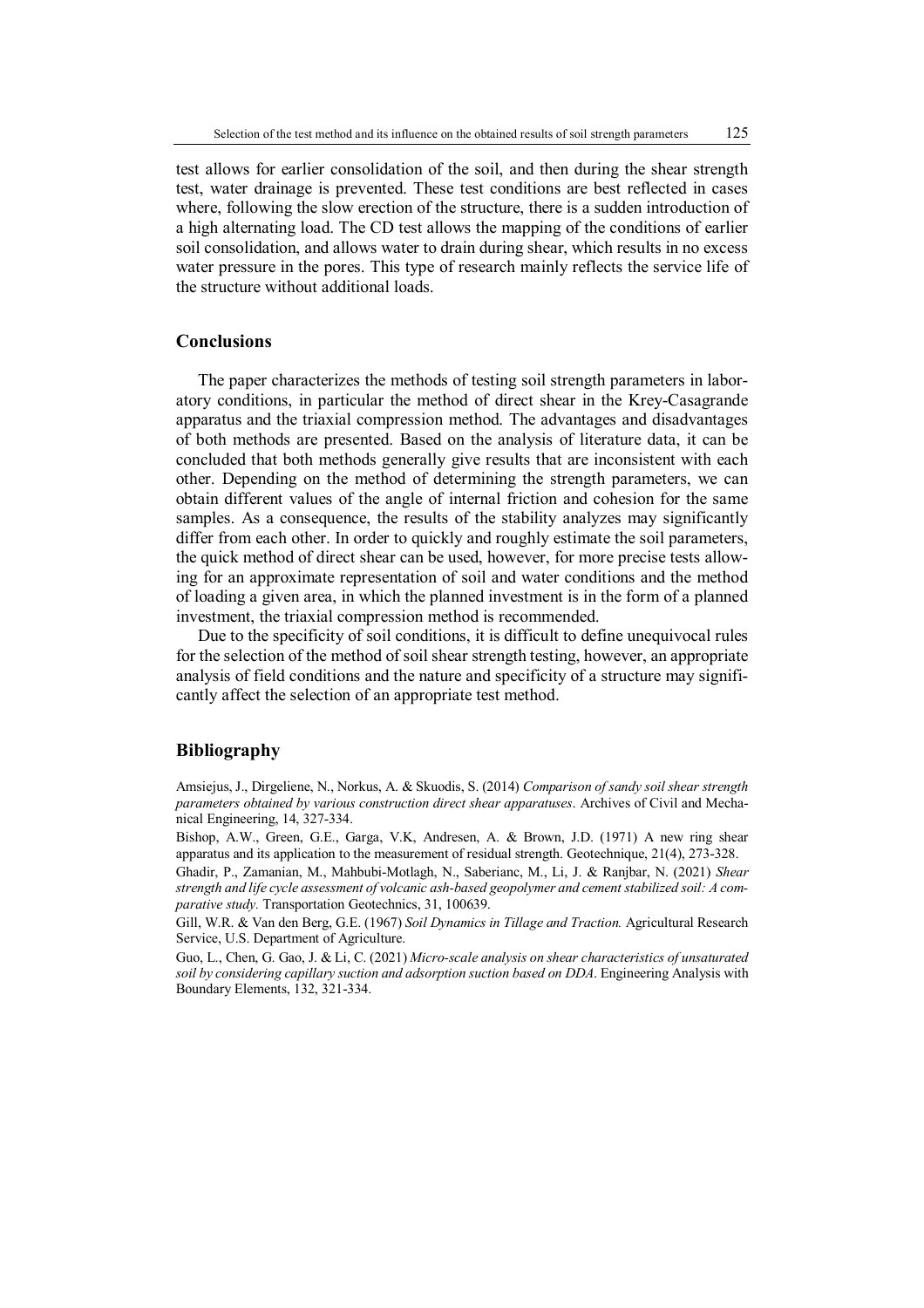test allows for earlier consolidation of the soil, and then during the shear strength test, water drainage is prevented. These test conditions are best reflected in cases where, following the slow erection of the structure, there is a sudden introduction of a high alternating load. The CD test allows the mapping of the conditions of earlier soil consolidation, and allows water to drain during shear, which results in no excess water pressure in the pores. This type of research mainly reflects the service life of the structure without additional loads.

## Conclusions

The paper characterizes the methods of testing soil strength parameters in laboratory conditions, in particular the method of direct shear in the Krey-Casagrande apparatus and the triaxial compression method. The advantages and disadvantages of both methods are presented. Based on the analysis of literature data, it can be concluded that both methods generally give results that are inconsistent with each other. Depending on the method of determining the strength parameters, we can obtain different values of the angle of internal friction and cohesion for the same samples. As a consequence, the results of the stability analyzes may significantly differ from each other. In order to quickly and roughly estimate the soil parameters, the quick method of direct shear can be used, however, for more precise tests allowing for an approximate representation of soil and water conditions and the method of loading a given area, in which the planned investment is in the form of a planned investment, the triaxial compression method is recommended.

Due to the specificity of soil conditions, it is difficult to define unequivocal rules for the selection of the method of soil shear strength testing, however, an appropriate analysis of field conditions and the nature and specificity of a structure may significantly affect the selection of an appropriate test method.

## Bibliography

Amsiejus, J., Dirgeliene, N., Norkus, A. & Skuodis, S. (2014) *Comparison of sandy soil shear strength parameters obtained by various construction direct shear apparatuses*. Archives of Civil and Mechanical Engineering, 14, 327-334.

Bishop, A.W., Green, G.E., Garga, V.K, Andresen, A. & Brown, J.D. (1971) A new ring shear apparatus and its application to the measurement of residual strength. Geotechnique, 21(4), 273-328.

Ghadir, P., Zamanian, M., Mahbubi-Motlagh, N., Saberianc, M., Li, J. & Ranjbar, N. (2021) *Shear strength and life cycle assessment of volcanic ash-based geopolymer and cement stabilized soil: A comparative study.* Transportation Geotechnics, 31, 100639.

Gill, W.R. & Van den Berg, G.E. (1967) *Soil Dynamics in Tillage and Traction.* Agricultural Research Service, U.S. Department of Agriculture.

Guo, L., Chen, G. Gao, J. & Li, C. (2021) *Micro-scale analysis on shear characteristics of unsaturated soil by considering capillary suction and adsorption suction based on DDA*. Engineering Analysis with Boundary Elements, 132, 321-334.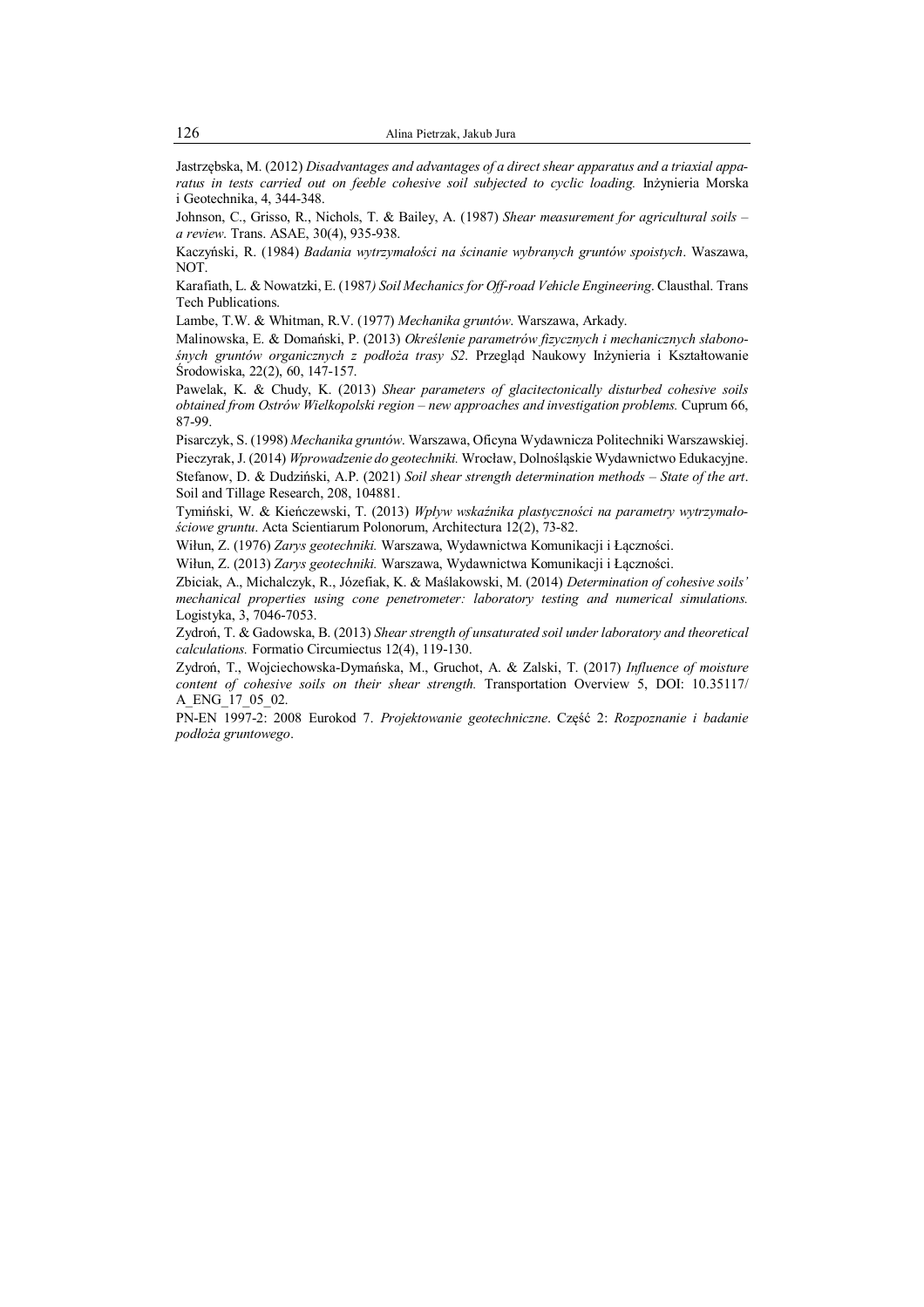Jastrzębska, M. (2012) *Disadvantages and advantages of a direct shear apparatus and a triaxial apparatus in tests carried out on feeble cohesive soil subjected to cyclic loading.* Inżynieria Morska i Geotechnika, 4, 344-348.

Johnson, C., Grisso, R., Nichols, T. & Bailey, A. (1987) *Shear measurement for agricultural soils – a review*. Trans. ASAE, 30(4), 935-938.

Kaczyński, R. (1984) *Badania wytrzymałości na ścinanie wybranych gruntów spoistych*. Waszawa, NOT.

Karafiath, L. & Nowatzki, E. (1987*) Soil Mechanics for Off-road Vehicle Engineering*. Clausthal. Trans Tech Publications.

Lambe, T.W. & Whitman, R.V. (1977) *Mechanika gruntów*. Warszawa, Arkady.

Malinowska, E. & Domański, P. (2013) *Określenie parametrów fizycznych i mechanicznych słabonośnych gruntów organicznych z podłoża trasy S2*. Przegląd Naukowy Inżynieria i Kształtowanie Środowiska, 22(2), 60, 147-157.

Pawelak, K. & Chudy, K. (2013) *Shear parameters of glacitectonically disturbed cohesive soils obtained from Ostrów Wielkopolski region – new approaches and investigation problems.* Cuprum 66, 87-99.

Pisarczyk, S. (1998) *Mechanika gruntów*. Warszawa, Oficyna Wydawnicza Politechniki Warszawskiej.

Pieczyrak, J. (2014) *Wprowadzenie do geotechniki.* Wrocław, Dolnośląskie Wydawnictwo Edukacyjne.

Stefanow, D. & Dudziński, A.P. (2021) *Soil shear strength determination methods – State of the art*. Soil and Tillage Research, 208, 104881.

Tymiński, W. & Kieńczewski, T. (2013) *Wpływ wskaźnika plastyczności na parametry wytrzymałościowe gruntu*. Acta Scientiarum Polonorum, Architectura 12(2), 73-82.

Wiłun, Z. (1976) *Zarys geotechniki.* Warszawa, Wydawnictwa Komunikacji i Łączności.

Wiłun, Z. (2013) *Zarys geotechniki.* Warszawa, Wydawnictwa Komunikacji i Łączności.

Zbiciak, A., Michalczyk, R., Józefiak, K. & Maślakowski, M. (2014) *Determination of cohesive soils' mechanical properties using cone penetrometer: laboratory testing and numerical simulations.* Logistyka, 3, 7046-7053.

Zydroń, T. & Gadowska, B. (2013) *Shear strength of unsaturated soil under laboratory and theoretical calculations.* Formatio Circumiectus 12(4), 119-130.

Zydroń, T., Wojciechowska-Dymańska, M., Gruchot, A. & Zalski, T. (2017) *Influence of moisture content of cohesive soils on their shear strength.* Transportation Overview 5, DOI: 10.35117/A_ENG_17_05_02.

PN-EN 1997-2: 2008 Eurokod 7. *Projektowanie geotechniczne*. Część 2: *Rozpoznanie i badanie podłoża gruntowego*.